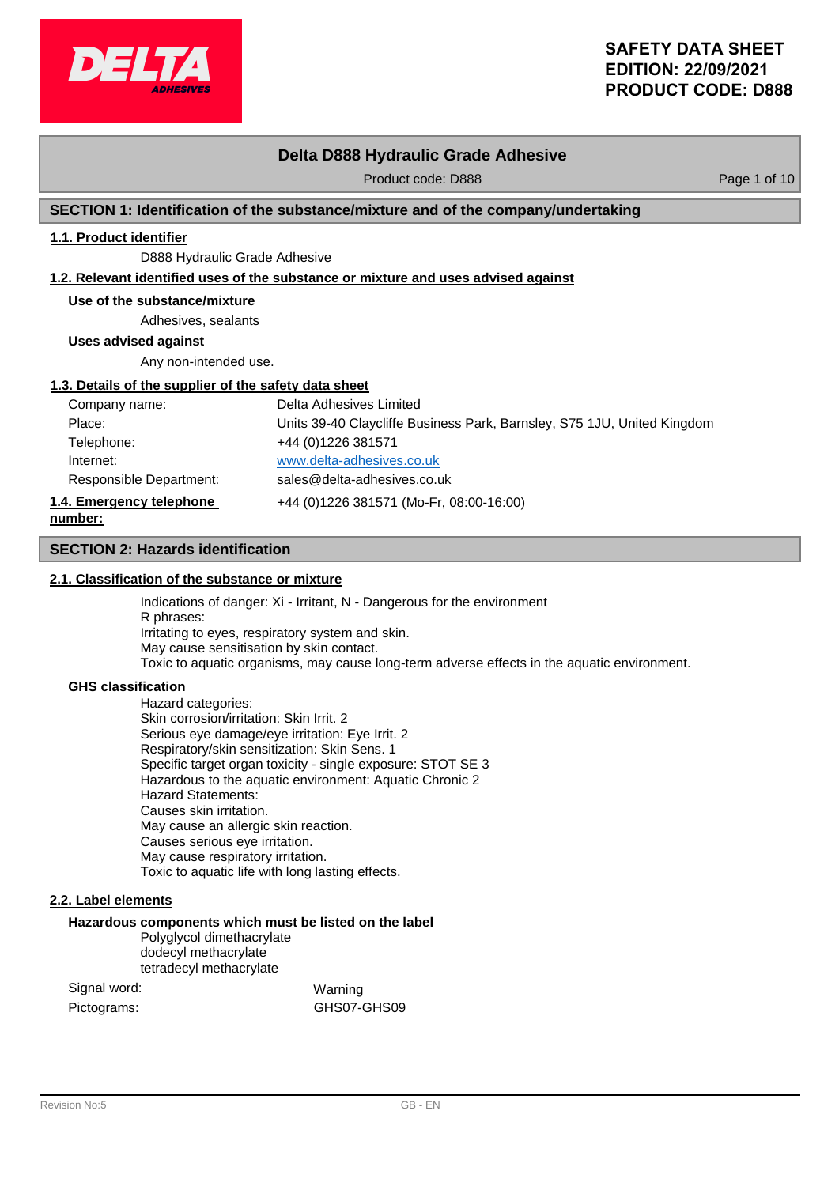**SAFETY DATA SHEET**
**EDITION: 22/09/2021**
**PRODUCT CODE: D888**

# Delta D888 Hydraulic Grade Adhesive

Product code: D888

## SECTION 1: Identification of the substance/mixture and of the company/undertaking

### 1.1. Product identifier

D888 Hydraulic Grade Adhesive

### 1.2. Relevant identified uses of the substance or mixture and uses advised against

**Use of the substance/mixture**

Adhesives, sealants

**Uses advised against**

Any non-intended use.

### 1.3. Details of the supplier of the safety data sheet

| | |
|---|---|
| Company name: | Delta Adhesives Limited |
| Place: | Units 39-40 Claycliffe Business Park, Barnsley, S75 1JU, United Kingdom |
| Telephone: | +44 (0)1226 381571 |
| Internet: | www.delta-adhesives.co.uk |
| Responsible Department: | sales@delta-adhesives.co.uk |

### 1.4. Emergency telephone number:

+44 (0)1226 381571 (Mo-Fr, 08:00-16:00)

## SECTION 2: Hazards identification

### 2.1. Classification of the substance or mixture

Indications of danger: Xi - Irritant, N - Dangerous for the environment
R phrases:
Irritating to eyes, respiratory system and skin.
May cause sensitisation by skin contact.
Toxic to aquatic organisms, may cause long-term adverse effects in the aquatic environment.

**GHS classification**

Hazard categories:
Skin corrosion/irritation: Skin Irrit. 2
Serious eye damage/eye irritation: Eye Irrit. 2
Respiratory/skin sensitization: Skin Sens. 1
Specific target organ toxicity - single exposure: STOT SE 3
Hazardous to the aquatic environment: Aquatic Chronic 2
Hazard Statements:
Causes skin irritation.
May cause an allergic skin reaction.
Causes serious eye irritation.
May cause respiratory irritation.
Toxic to aquatic life with long lasting effects.

### 2.2. Label elements

**Hazardous components which must be listed on the label**

Polyglycol dimethacrylate
dodecyl methacrylate
tetradecyl methacrylate

| | |
|---|---|
| Signal word: | Warning |
| Pictograms: | GHS07-GHS09 |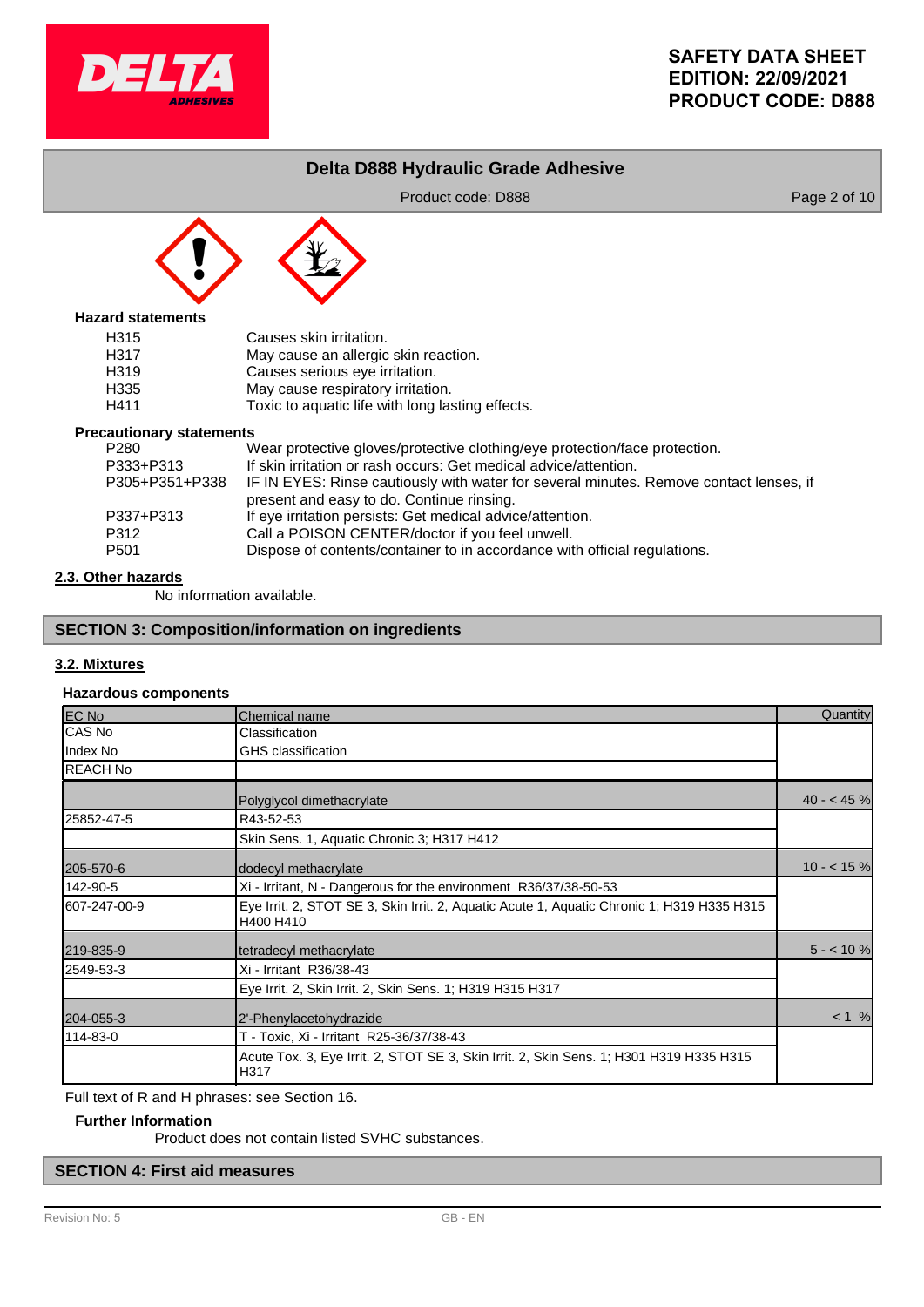**Hazard statements**

| | |
|---|---|
| H315 | Causes skin irritation. |
| H317 | May cause an allergic skin reaction. |
| H319 | Causes serious eye irritation. |
| H335 | May cause respiratory irritation. |
| H411 | Toxic to aquatic life with long lasting effects. |

**Precautionary statements**

| | |
|---|---|
| P280 | Wear protective gloves/protective clothing/eye protection/face protection. |
| P333+P313 | If skin irritation or rash occurs: Get medical advice/attention. |
| P305+P351+P338 | IF IN EYES: Rinse cautiously with water for several minutes. Remove contact lenses, if present and easy to do. Continue rinsing. |
| P337+P313 | If eye irritation persists: Get medical advice/attention. |
| P312 | Call a POISON CENTER/doctor if you feel unwell. |
| P501 | Dispose of contents/container to in accordance with official regulations. |

## 2.3. Other hazards

No information available.

# SECTION 3: Composition/information on ingredients

## 3.2. Mixtures

**Hazardous components**

| EC No<br>CAS No<br>Index No<br>REACH No | Chemical name<br>Classification<br>GHS classification | Quantity |
|---|---|---|
| | Polyglycol dimethacrylate | 40 - < 45 % |
| 25852-47-5 | R43-52-53 | |
| | Skin Sens. 1, Aquatic Chronic 3; H317 H412 | |
| 205-570-6 | dodecyl methacrylate | 10 - < 15 % |
| 142-90-5 | Xi - Irritant, N - Dangerous for the environment R36/37/38-50-53 | |
| 607-247-00-9 | Eye Irrit. 2, STOT SE 3, Skin Irrit. 2, Aquatic Acute 1, Aquatic Chronic 1; H319 H335 H315 H400 H410 | |
| 219-835-9 | tetradecyl methacrylate | 5 - < 10 % |
| 2549-53-3 | Xi - Irritant R36/38-43 | |
| | Eye Irrit. 2, Skin Irrit. 2, Skin Sens. 1; H319 H315 H317 | |
| 204-055-3 | 2'-Phenylacetohydrazide | < 1 % |
| 114-83-0 | T - Toxic, Xi - Irritant R25-36/37/38-43 | |
| | Acute Tox. 3, Eye Irrit. 2, STOT SE 3, Skin Irrit. 2, Skin Sens. 1; H301 H319 H335 H315 H317 | |

Full text of R and H phrases: see Section 16.

**Further Information**

Product does not contain listed SVHC substances.

# SECTION 4: First aid measures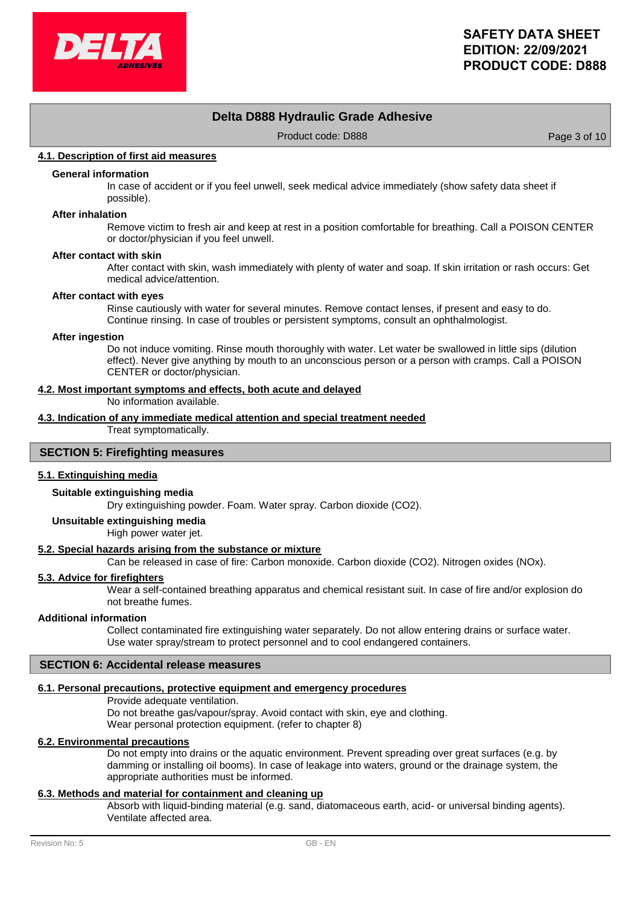### 4.1. Description of first aid measures

**General information**

In case of accident or if you feel unwell, seek medical advice immediately (show safety data sheet if possible).

**After inhalation**

Remove victim to fresh air and keep at rest in a position comfortable for breathing. Call a POISON CENTER or doctor/physician if you feel unwell.

**After contact with skin**

After contact with skin, wash immediately with plenty of water and soap. If skin irritation or rash occurs: Get medical advice/attention.

**After contact with eyes**

Rinse cautiously with water for several minutes. Remove contact lenses, if present and easy to do. Continue rinsing. In case of troubles or persistent symptoms, consult an ophthalmologist.

**After ingestion**

Do not induce vomiting. Rinse mouth thoroughly with water. Let water be swallowed in little sips (dilution effect). Never give anything by mouth to an unconscious person or a person with cramps. Call a POISON CENTER or doctor/physician.

### 4.2. Most important symptoms and effects, both acute and delayed

No information available.

### 4.3. Indication of any immediate medical attention and special treatment needed

Treat symptomatically.

## SECTION 5: Firefighting measures

### 5.1. Extinguishing media

**Suitable extinguishing media**

Dry extinguishing powder. Foam. Water spray. Carbon dioxide ($CO_2$).

**Unsuitable extinguishing media**

High power water jet.

### 5.2. Special hazards arising from the substance or mixture

Can be released in case of fire: Carbon monoxide. Carbon dioxide ($CO_2$). Nitrogen oxides ($NO_x$).

### 5.3. Advice for firefighters

Wear a self-contained breathing apparatus and chemical resistant suit. In case of fire and/or explosion do not breathe fumes.

**Additional information**

Collect contaminated fire extinguishing water separately. Do not allow entering drains or surface water. Use water spray/stream to protect personnel and to cool endangered containers.

## SECTION 6: Accidental release measures

### 6.1. Personal precautions, protective equipment and emergency procedures

Provide adequate ventilation.
Do not breathe gas/vapour/spray. Avoid contact with skin, eye and clothing.
Wear personal protection equipment. (refer to chapter 8)

### 6.2. Environmental precautions

Do not empty into drains or the aquatic environment. Prevent spreading over great surfaces (e.g. by damming or installing oil booms). In case of leakage into waters, ground or the drainage system, the appropriate authorities must be informed.

### 6.3. Methods and material for containment and cleaning up

Absorb with liquid-binding material (e.g. sand, diatomaceous earth, acid- or universal binding agents). Ventilate affected area.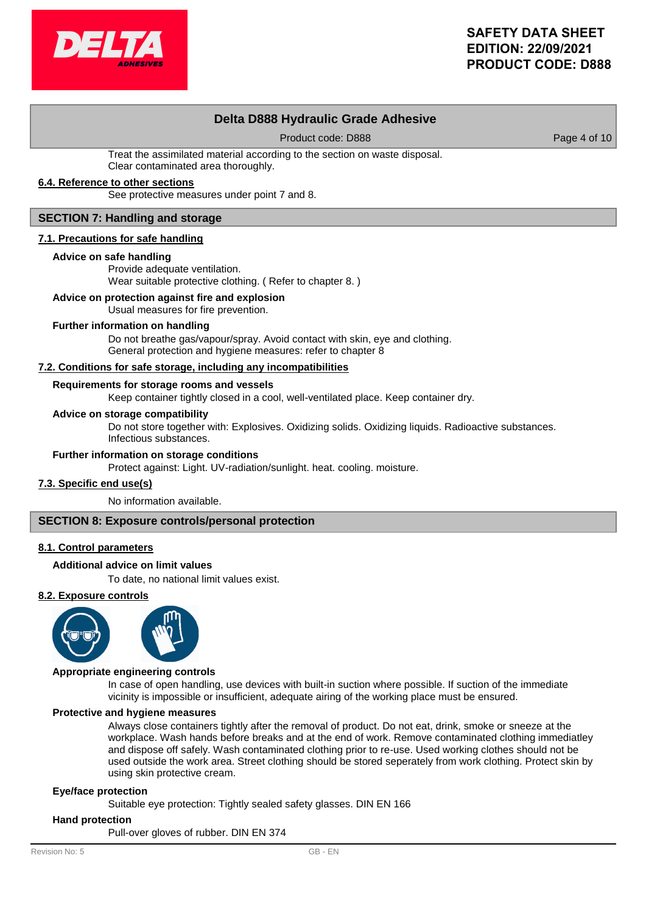Treat the assimilated material according to the section on waste disposal.
Clear contaminated area thoroughly.

### 6.4. Reference to other sections

See protective measures under point 7 and 8.

## SECTION 7: Handling and storage

### 7.1. Precautions for safe handling

**Advice on safe handling**

Provide adequate ventilation.
Wear suitable protective clothing. ( Refer to chapter 8. )

**Advice on protection against fire and explosion**

Usual measures for fire prevention.

**Further information on handling**

Do not breathe gas/vapour/spray. Avoid contact with skin, eye and clothing.
General protection and hygiene measures: refer to chapter 8

### 7.2. Conditions for safe storage, including any incompatibilities

**Requirements for storage rooms and vessels**

Keep container tightly closed in a cool, well-ventilated place. Keep container dry.

**Advice on storage compatibility**

Do not store together with: Explosives. Oxidizing solids. Oxidizing liquids. Radioactive substances. Infectious substances.

**Further information on storage conditions**

Protect against: Light. UV-radiation/sunlight. heat. cooling. moisture.

### 7.3. Specific end use(s)

No information available.

## SECTION 8: Exposure controls/personal protection

### 8.1. Control parameters

**Additional advice on limit values**

To date, no national limit values exist.

### 8.2. Exposure controls

**Appropriate engineering controls**

In case of open handling, use devices with built-in suction where possible. If suction of the immediate vicinity is impossible or insufficient, adequate airing of the working place must be ensured.

**Protective and hygiene measures**

Always close containers tightly after the removal of product. Do not eat, drink, smoke or sneeze at the workplace. Wash hands before breaks and at the end of work. Remove contaminated clothing immediatley and dispose off safely. Wash contaminated clothing prior to re-use. Used working clothes should not be used outside the work area. Street clothing should be stored seperately from work clothing. Protect skin by using skin protective cream.

**Eye/face protection**

Suitable eye protection: Tightly sealed safety glasses. DIN EN 166

**Hand protection**

Pull-over gloves of rubber. DIN EN 374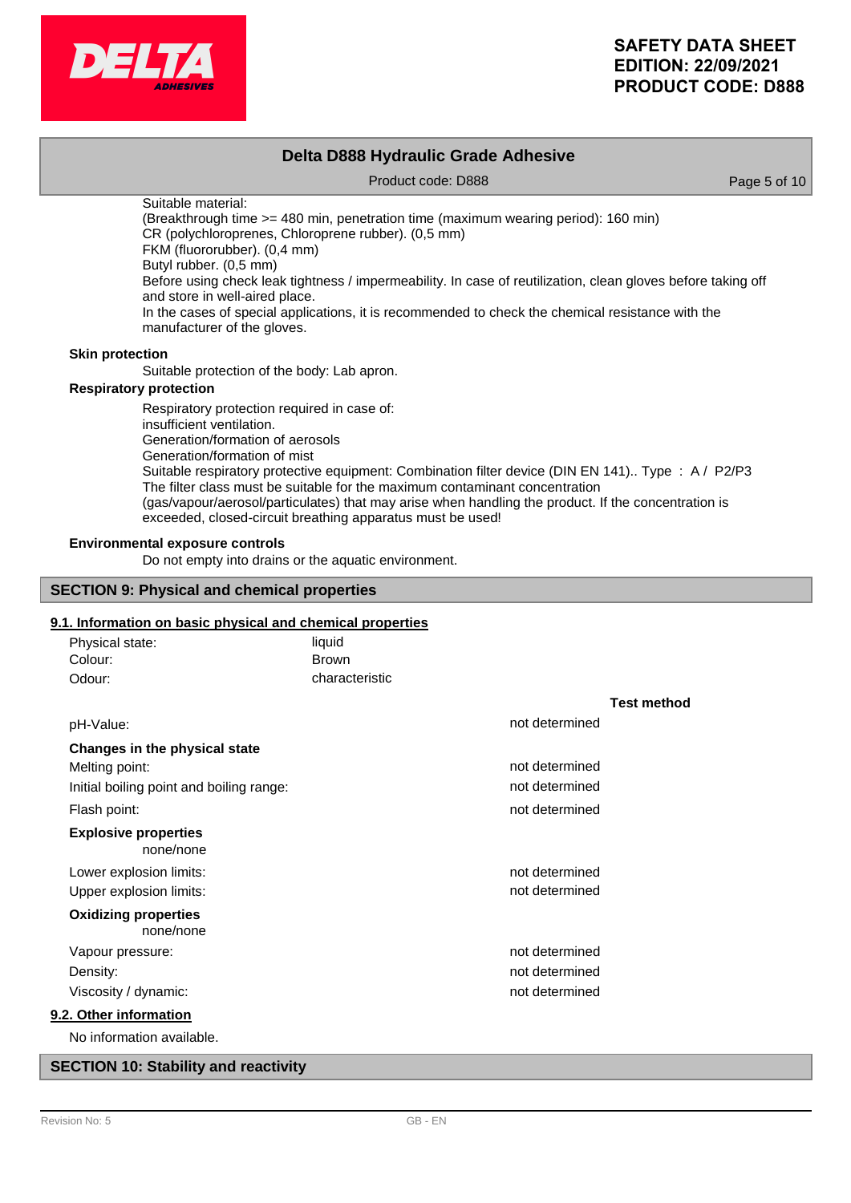Suitable material:
(Breakthrough time >= 480 min, penetration time (maximum wearing period): 160 min)
CR (polychloroprenes, Chloroprene rubber). (0,5 mm)
FKM (fluororubber). (0,4 mm)
Butyl rubber. (0,5 mm)
Before using check leak tightness / impermeability. In case of reutilization, clean gloves before taking off and store in well-aired place.
In the cases of special applications, it is recommended to check the chemical resistance with the manufacturer of the gloves.

**Skin protection**

Suitable protection of the body: Lab apron.

**Respiratory protection**

Respiratory protection required in case of:
insufficient ventilation.
Generation/formation of aerosols
Generation/formation of mist
Suitable respiratory protective equipment: Combination filter device (DIN EN 141).. Type : A / P2/P3
The filter class must be suitable for the maximum contaminant concentration (gas/vapour/aerosol/particulates) that may arise when handling the product. If the concentration is exceeded, closed-circuit breathing apparatus must be used!

**Environmental exposure controls**

Do not empty into drains or the aquatic environment.

## SECTION 9: Physical and chemical properties

### 9.1. Information on basic physical and chemical properties

| | | |
|---|---|---|
| Physical state: | liquid | |
| Colour: | Brown | |
| Odour: | characteristic | |
| | | **Test method** |
| pH-Value: | not determined | |
| **Changes in the physical state** | | |
| Melting point: | not determined | |
| Initial boiling point and boiling range: | not determined | |
| Flash point: | not determined | |
| **Explosive properties** | | |
| none/none | | |
| Lower explosion limits: | not determined | |
| Upper explosion limits: | not determined | |
| **Oxidizing properties** | | |
| none/none | | |
| Vapour pressure: | not determined | |
| Density: | not determined | |
| Viscosity / dynamic: | not determined | |

### 9.2. Other information

No information available.

## SECTION 10: Stability and reactivity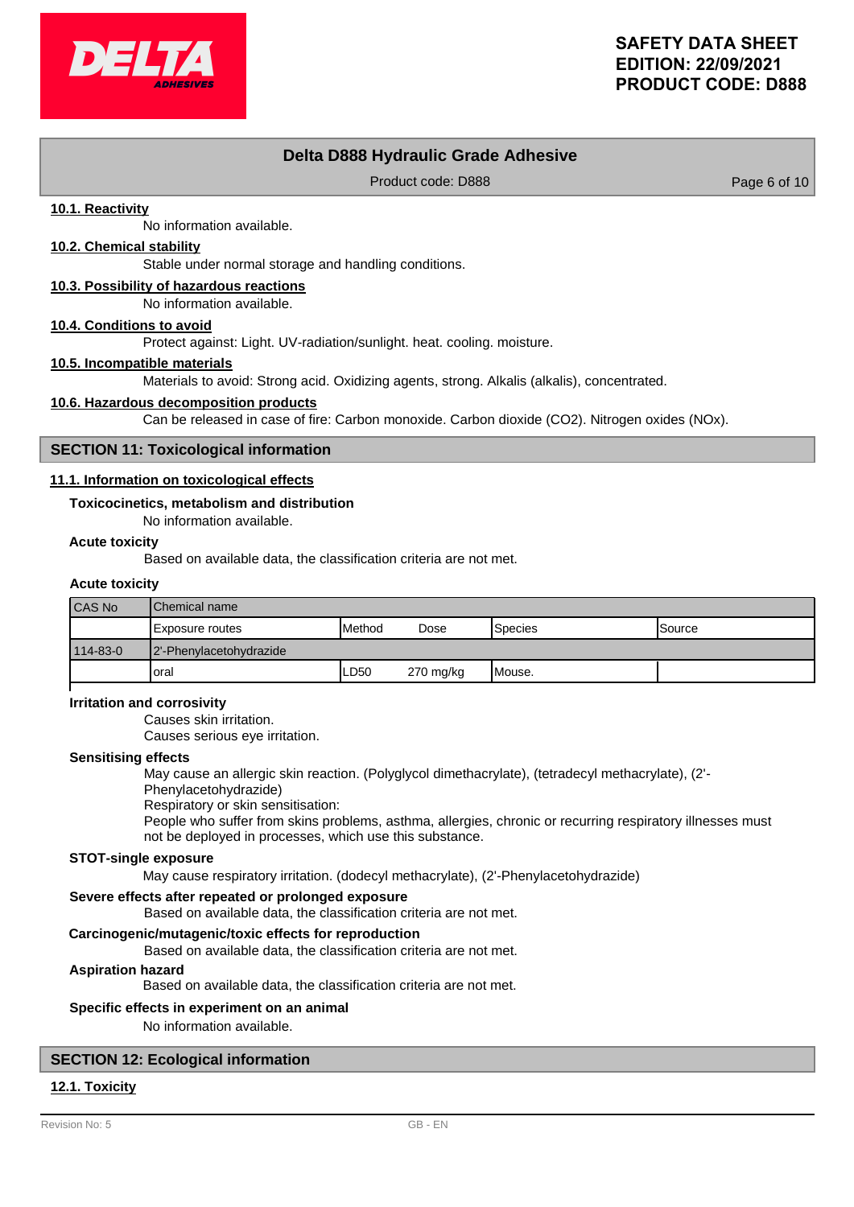### 10.1. Reactivity

No information available.

### 10.2. Chemical stability

Stable under normal storage and handling conditions.

### 10.3. Possibility of hazardous reactions

No information available.

### 10.4. Conditions to avoid

Protect against: Light. UV-radiation/sunlight. heat. cooling. moisture.

### 10.5. Incompatible materials

Materials to avoid: Strong acid. Oxidizing agents, strong. Alkalis (alkalis), concentrated.

### 10.6. Hazardous decomposition products

Can be released in case of fire: Carbon monoxide. Carbon dioxide ($CO_2$). Nitrogen oxides (NOx).

## SECTION 11: Toxicological information

### 11.1. Information on toxicological effects

**Toxicocinetics, metabolism and distribution**

No information available.

**Acute toxicity**

Based on available data, the classification criteria are not met.

**Acute toxicity**

| CAS No | Chemical name | | | | |
|---|---|---|---|---|---|
| | Exposure routes | Method | Dose | Species | Source |
| 114-83-0 | 2'-Phenylacetohydrazide | | | | |
| | oral | LD50 | 270 mg/kg | Mouse. | |

**Irritation and corrosivity**

Causes skin irritation.
Causes serious eye irritation.

**Sensitising effects**

May cause an allergic skin reaction. (Polyglycol dimethacrylate), (tetradecyl methacrylate), (2'-Phenylacetohydrazide)
Respiratory or skin sensitisation:
People who suffer from skins problems, asthma, allergies, chronic or recurring respiratory illnesses must not be deployed in processes, which use this substance.

**STOT-single exposure**

May cause respiratory irritation. (dodecyl methacrylate), (2'-Phenylacetohydrazide)

**Severe effects after repeated or prolonged exposure**

Based on available data, the classification criteria are not met.

**Carcinogenic/mutagenic/toxic effects for reproduction**

Based on available data, the classification criteria are not met.

**Aspiration hazard**

Based on available data, the classification criteria are not met.

**Specific effects in experiment on an animal**

No information available.

## SECTION 12: Ecological information

### 12.1. Toxicity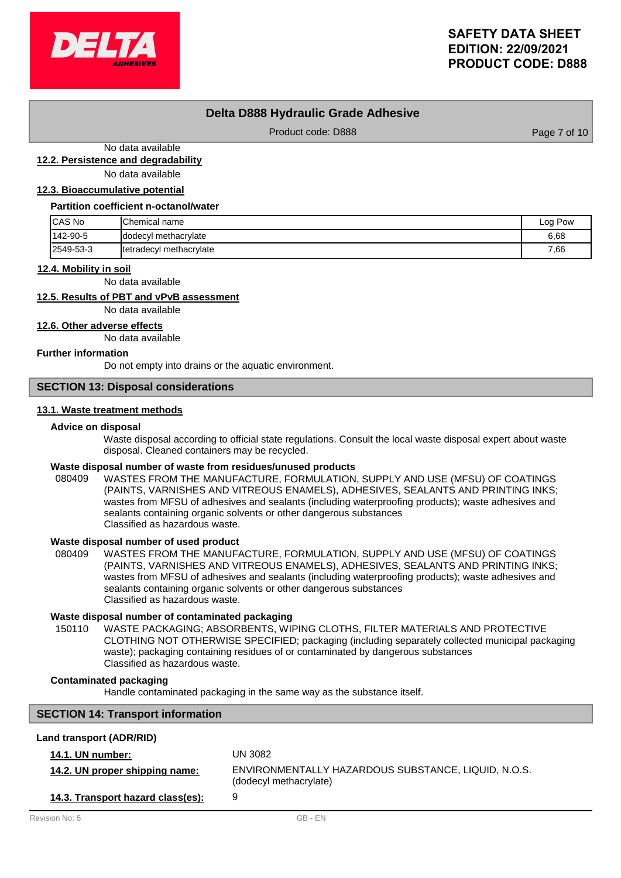No data available

### 12.2. Persistence and degradability

No data available

### 12.3. Bioaccumulative potential

**Partition coefficient n-octanol/water**

| CAS No | Chemical name | Log Pow |
|---|---|---|
| 142-90-5 | dodecyl methacrylate | 6,68 |
| 2549-53-3 | tetradecyl methacrylate | 7,66 |

### 12.4. Mobility in soil

No data available

### 12.5. Results of PBT and vPvB assessment

No data available

### 12.6. Other adverse effects

No data available

**Further information**

Do not empty into drains or the aquatic environment.

## SECTION 13: Disposal considerations

### 13.1. Waste treatment methods

**Advice on disposal**

Waste disposal according to official state regulations. Consult the local waste disposal expert about waste disposal. Cleaned containers may be recycled.

**Waste disposal number of waste from residues/unused products**

080409 WASTES FROM THE MANUFACTURE, FORMULATION, SUPPLY AND USE (MFSU) OF COATINGS (PAINTS, VARNISHES AND VITREOUS ENAMELS), ADHESIVES, SEALANTS AND PRINTING INKS; wastes from MFSU of adhesives and sealants (including waterproofing products); waste adhesives and sealants containing organic solvents or other dangerous substances
Classified as hazardous waste.

**Waste disposal number of used product**

080409 WASTES FROM THE MANUFACTURE, FORMULATION, SUPPLY AND USE (MFSU) OF COATINGS (PAINTS, VARNISHES AND VITREOUS ENAMELS), ADHESIVES, SEALANTS AND PRINTING INKS; wastes from MFSU of adhesives and sealants (including waterproofing products); waste adhesives and sealants containing organic solvents or other dangerous substances
Classified as hazardous waste.

**Waste disposal number of contaminated packaging**

150110 WASTE PACKAGING; ABSORBENTS, WIPING CLOTHS, FILTER MATERIALS AND PROTECTIVE CLOTHING NOT OTHERWISE SPECIFIED; packaging (including separately collected municipal packaging waste); packaging containing residues of or contaminated by dangerous substances
Classified as hazardous waste.

**Contaminated packaging**

Handle contaminated packaging in the same way as the substance itself.

## SECTION 14: Transport information

**Land transport (ADR/RID)**

**14.1. UN number:** UN 3082

**14.2. UN proper shipping name:** ENVIRONMENTALLY HAZARDOUS SUBSTANCE, LIQUID, N.O.S. (dodecyl methacrylate)

**14.3. Transport hazard class(es):** 9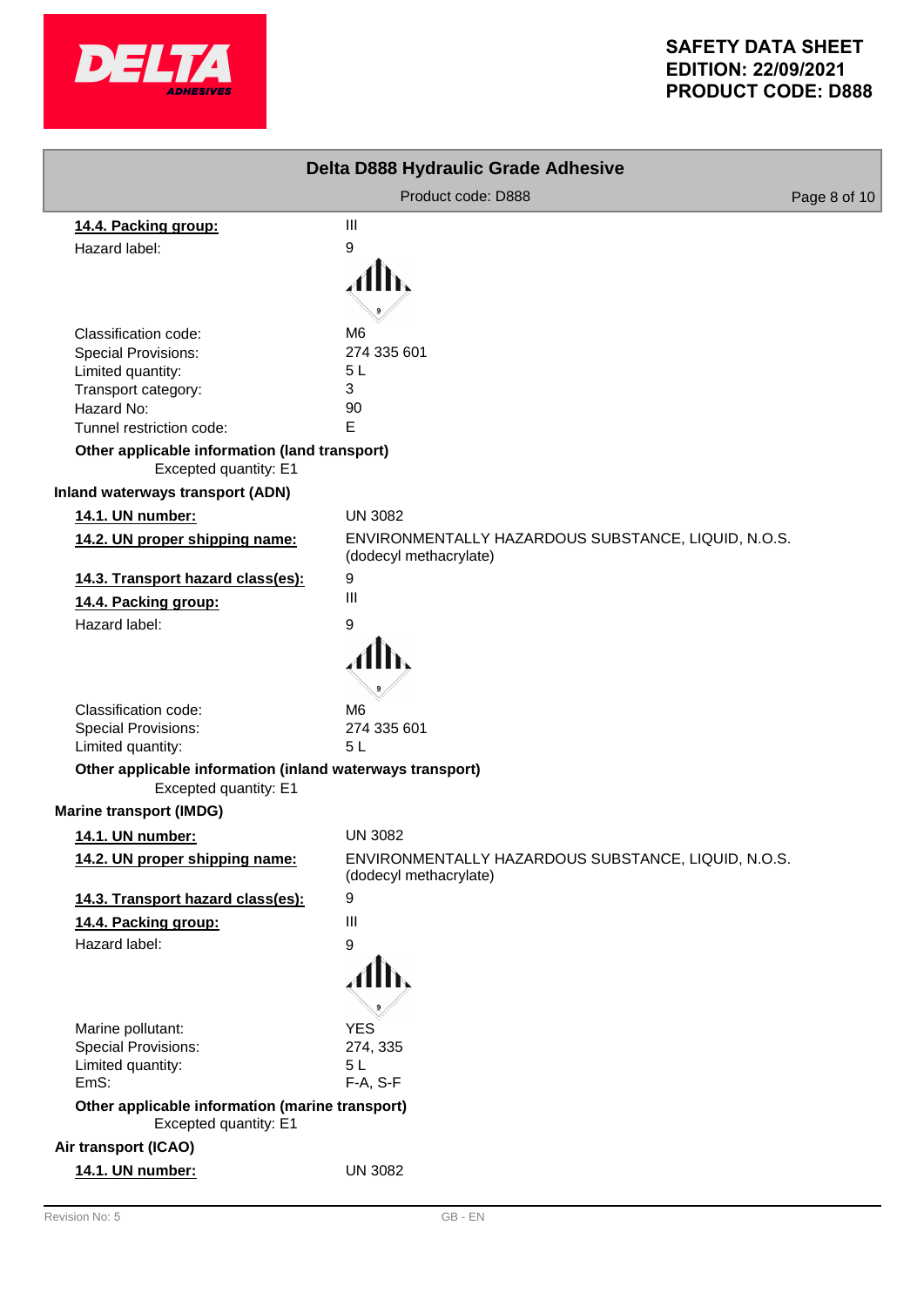**14.4. Packing group:** III

Hazard label: 9

Classification code: M6
Special Provisions: 274 335 601
Limited quantity: 5 L
Transport category: 3
Hazard No: 90
Tunnel restriction code: E

**Other applicable information (land transport)**

Excepted quantity: E1

**Inland waterways transport (ADN)**

**14.1. UN number:** UN 3082

**14.2. UN proper shipping name:** ENVIRONMENTALLY HAZARDOUS SUBSTANCE, LIQUID, N.O.S. (dodecyl methacrylate)

**14.3. Transport hazard class(es):** 9

**14.4. Packing group:** III

Hazard label: 9

Classification code: M6
Special Provisions: 274 335 601
Limited quantity: 5 L

**Other applicable information (inland waterways transport)**

Excepted quantity: E1

**Marine transport (IMDG)**

**14.1. UN number:** UN 3082

**14.2. UN proper shipping name:** ENVIRONMENTALLY HAZARDOUS SUBSTANCE, LIQUID, N.O.S. (dodecyl methacrylate)

**14.3. Transport hazard class(es):** 9

**14.4. Packing group:** III

Hazard label: 9

Marine pollutant: YES
Special Provisions: 274, 335
Limited quantity: 5 L
EmS: F-A, S-F

**Other applicable information (marine transport)**

Excepted quantity: E1

**Air transport (ICAO)**

**14.1. UN number:** UN 3082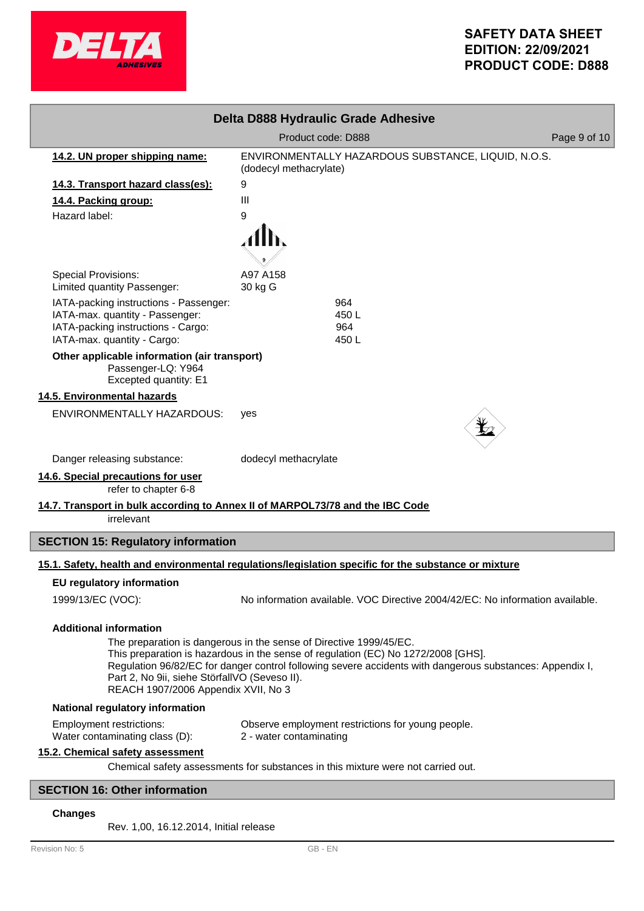**14.2. UN proper shipping name:** ENVIRONMENTALLY HAZARDOUS SUBSTANCE, LIQUID, N.O.S. (dodecyl methacrylate)

**14.3. Transport hazard class(es):** 9

**14.4. Packing group:** III

Hazard label: 9

Special Provisions: A97 A158

Limited quantity Passenger: 30 kg G

IATA-packing instructions - Passenger: 964

IATA-max. quantity - Passenger: 450 L

IATA-packing instructions - Cargo: 964

IATA-max. quantity - Cargo: 450 L

**Other applicable information (air transport)**

Passenger-LQ: Y964

Excepted quantity: E1

**14.5. Environmental hazards**

ENVIRONMENTALLY HAZARDOUS: yes

Danger releasing substance: dodecyl methacrylate

**14.6. Special precautions for user**

refer to chapter 6-8

**14.7. Transport in bulk according to Annex II of MARPOL73/78 and the IBC Code**

irrelevant

## SECTION 15: Regulatory information

**15.1. Safety, health and environmental regulations/legislation specific for the substance or mixture**

### EU regulatory information

1999/13/EC (VOC): No information available. VOC Directive 2004/42/EC: No information available.

### Additional information

The preparation is dangerous in the sense of Directive 1999/45/EC.
This preparation is hazardous in the sense of regulation (EC) No 1272/2008 [GHS].
Regulation 96/82/EC for danger control following severe accidents with dangerous substances: Appendix I, Part 2, No 9ii, siehe StörfallVO (Seveso II).
REACH 1907/2006 Appendix XVII, No 3

### National regulatory information

Employment restrictions: Observe employment restrictions for young people.

Water contaminating class (D): 2 - water contaminating

**15.2. Chemical safety assessment**

Chemical safety assessments for substances in this mixture were not carried out.

## SECTION 16: Other information

### Changes

Rev. 1,00, 16.12.2014, Initial release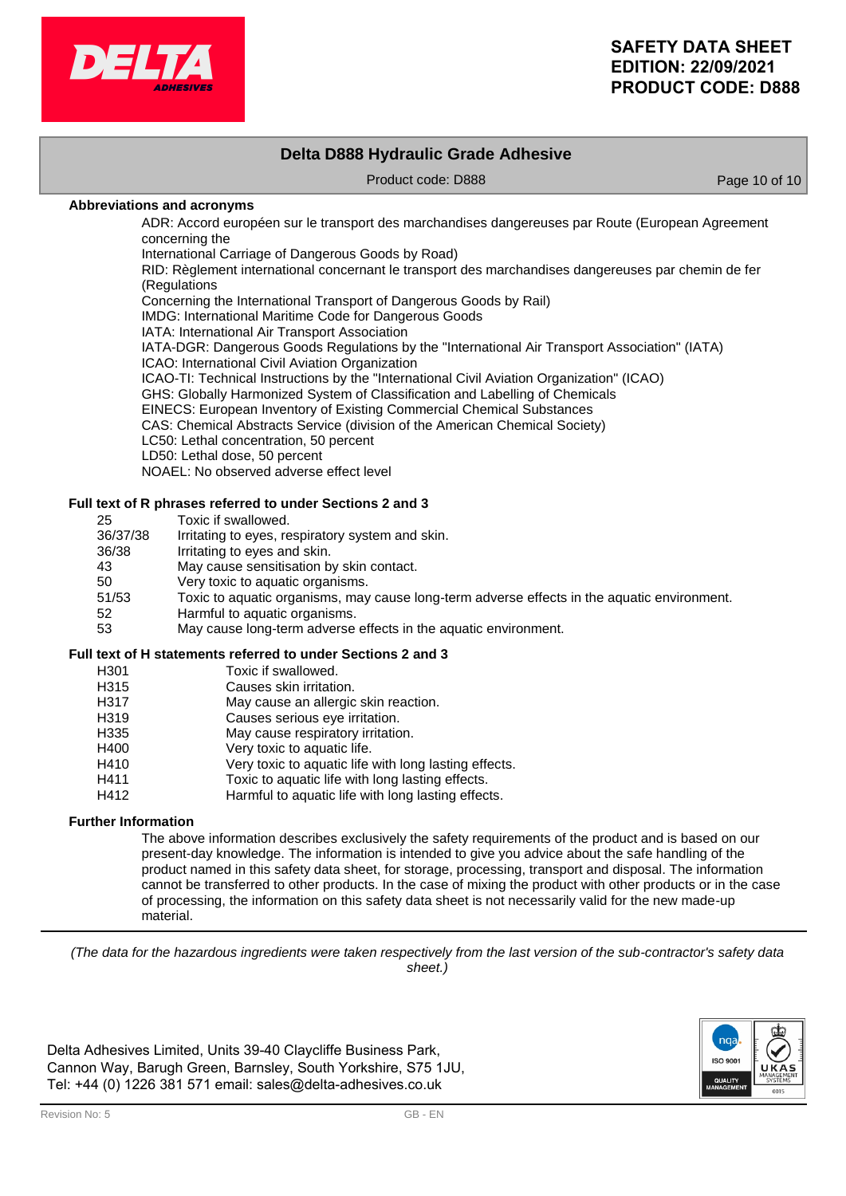### Abbreviations and acronyms

ADR: Accord européen sur le transport des marchandises dangereuses par Route (European Agreement concerning the
International Carriage of Dangerous Goods by Road)
RID: Règlement international concernant le transport des marchandises dangereuses par chemin de fer (Regulations
Concerning the International Transport of Dangerous Goods by Rail)
IMDG: International Maritime Code for Dangerous Goods
IATA: International Air Transport Association
IATA-DGR: Dangerous Goods Regulations by the "International Air Transport Association" (IATA)
ICAO: International Civil Aviation Organization
ICAO-TI: Technical Instructions by the "International Civil Aviation Organization" (ICAO)
GHS: Globally Harmonized System of Classification and Labelling of Chemicals
EINECS: European Inventory of Existing Commercial Chemical Substances
CAS: Chemical Abstracts Service (division of the American Chemical Society)
LC50: Lethal concentration, 50 percent
LD50: Lethal dose, 50 percent
NOAEL: No observed adverse effect level

### Full text of R phrases referred to under Sections 2 and 3

| | |
|---|---|
| 25 | Toxic if swallowed. |
| 36/37/38 | Irritating to eyes, respiratory system and skin. |
| 36/38 | Irritating to eyes and skin. |
| 43 | May cause sensitisation by skin contact. |
| 50 | Very toxic to aquatic organisms. |
| 51/53 | Toxic to aquatic organisms, may cause long-term adverse effects in the aquatic environment. |
| 52 | Harmful to aquatic organisms. |
| 53 | May cause long-term adverse effects in the aquatic environment. |

### Full text of H statements referred to under Sections 2 and 3

| | |
|---|---|
| H301 | Toxic if swallowed. |
| H315 | Causes skin irritation. |
| H317 | May cause an allergic skin reaction. |
| H319 | Causes serious eye irritation. |
| H335 | May cause respiratory irritation. |
| H400 | Very toxic to aquatic life. |
| H410 | Very toxic to aquatic life with long lasting effects. |
| H411 | Toxic to aquatic life with long lasting effects. |
| H412 | Harmful to aquatic life with long lasting effects. |

### Further Information

The above information describes exclusively the safety requirements of the product and is based on our present-day knowledge. The information is intended to give you advice about the safe handling of the product named in this safety data sheet, for storage, processing, transport and disposal. The information cannot be transferred to other products. In the case of mixing the product with other products or in the case of processing, the information on this safety data sheet is not necessarily valid for the new made-up material.

---

*(The data for the hazardous ingredients were taken respectively from the last version of the sub-contractor's safety data sheet.)*

Delta Adhesives Limited, Units 39-40 Claycliffe Business Park,
Cannon Way, Barugh Green, Barnsley, South Yorkshire, S75 1JU,
Tel: +44 (0) 1226 381 571 email: sales@delta-adhesives.co.uk

Revision No: 5

GB - EN